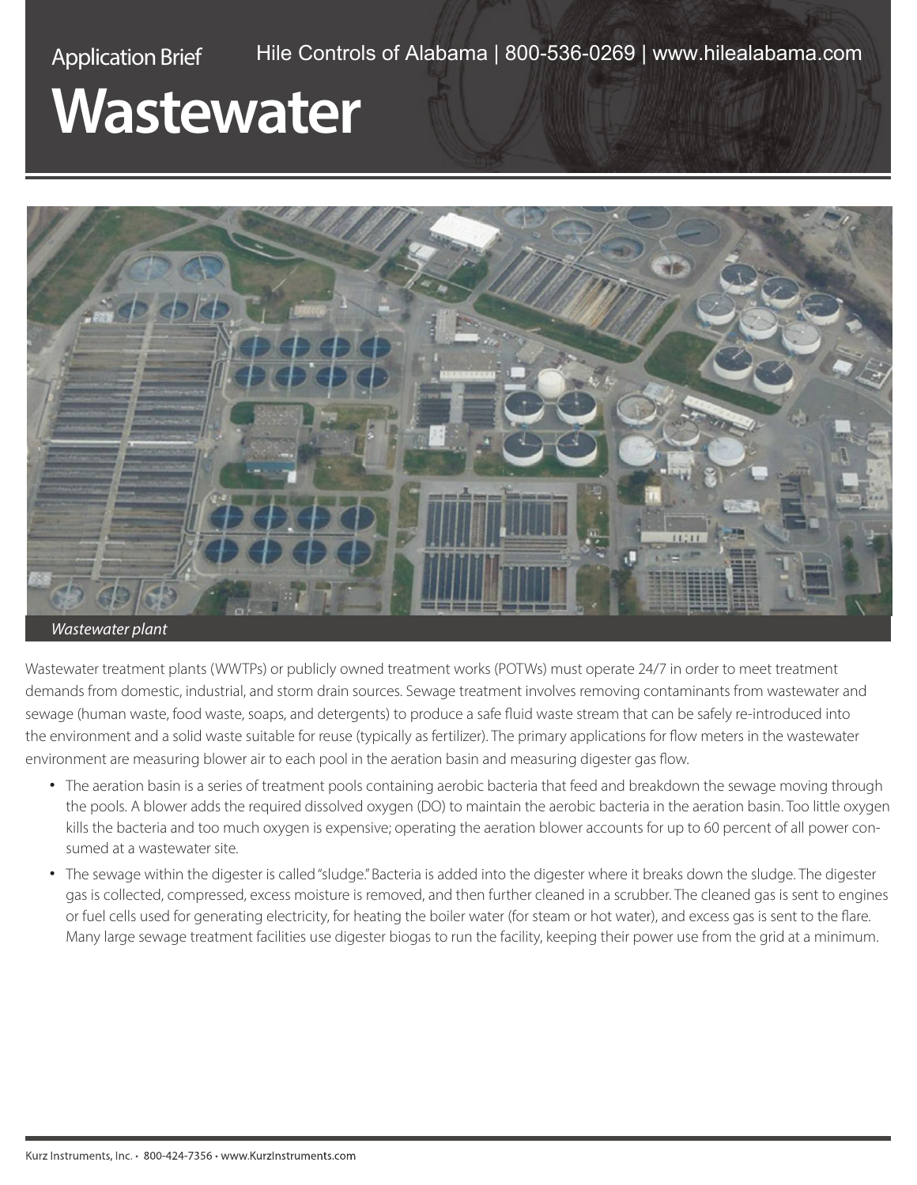Application Brief

Hile Controls of Alabama | 800-536-0269 | www.hilealabama.com

# Wastewater

*Wastewater plant*

Wastewater treatment plants (WWTPs) or publicly owned treatment works (POTWs) must operate 24/7 in order to meet treatment demands from domestic, industrial, and storm drain sources. Sewage treatment involves removing contaminants from wastewater and sewage (human waste, food waste, soaps, and detergents) to produce a safe fluid waste stream that can be safely re-introduced into the environment and a solid waste suitable for reuse (typically as fertilizer). The primary applications for flow meters in the wastewater environment are measuring blower air to each pool in the aeration basin and measuring digester gas flow.

- The aeration basin is a series of treatment pools containing aerobic bacteria that feed and breakdown the sewage moving through the pools. A blower adds the required dissolved oxygen (DO) to maintain the aerobic bacteria in the aeration basin. Too little oxygen kills the bacteria and too much oxygen is expensive; operating the aeration blower accounts for up to 60 percent of all power consumed at a wastewater site.
- The sewage within the digester is called "sludge." Bacteria is added into the digester where it breaks down the sludge. The digester gas is collected, compressed, excess moisture is removed, and then further cleaned in a scrubber. The cleaned gas is sent to engines or fuel cells used for generating electricity, for heating the boiler water (for steam or hot water), and excess gas is sent to the flare. Many large sewage treatment facilities use digester biogas to run the facility, keeping their power use from the grid at a minimum.

Kurz Instruments, Inc. • 800-424-7356 • www.KurzInstruments.com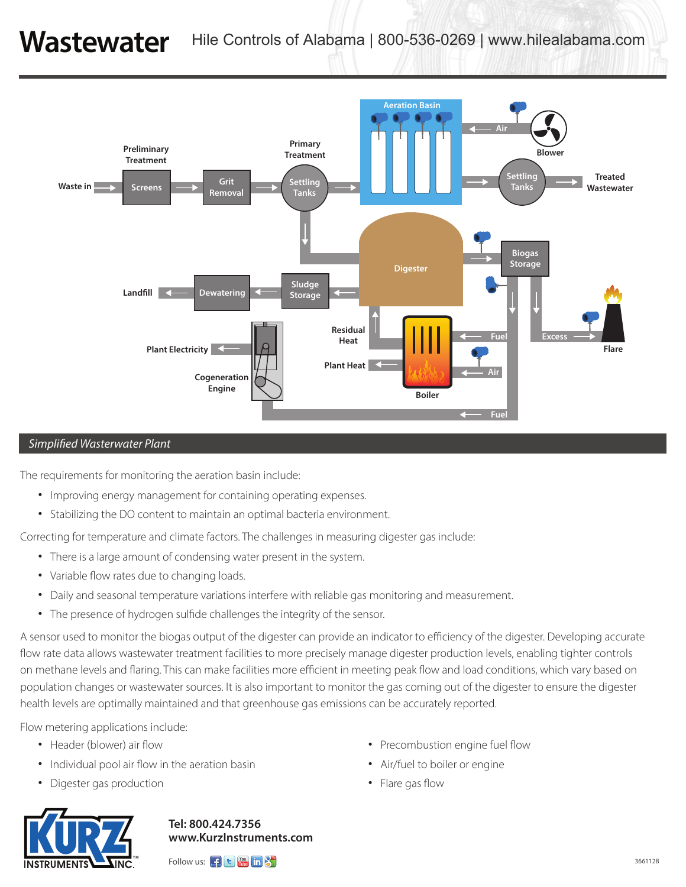# Wastewater

Hile Controls of Alabama | 800-536-0269 | www.hilealabama.com

Preliminary Treatment

Waste in

Screens

Grit Removal

Primary Treatment

Settling Tanks

Aeration Basin

Air

Blower

Settling Tanks

Treated Wastewater

Digester

Biogas Storage

Landfill

Dewatering

Sludge Storage

Residual Heat

Fuel

Excess

Flare

Plant Electricity

Plant Heat

Air

Cogeneration Engine

Boiler

Fuel

*Simplified Wasterwater Plant*

The requirements for monitoring the aeration basin include:

- Improving energy management for containing operating expenses.
- Stabilizing the DO content to maintain an optimal bacteria environment.

Correcting for temperature and climate factors. The challenges in measuring digester gas include:

- There is a large amount of condensing water present in the system.
- Variable flow rates due to changing loads.
- Daily and seasonal temperature variations interfere with reliable gas monitoring and measurement.
- The presence of hydrogen sulfide challenges the integrity of the sensor.

A sensor used to monitor the biogas output of the digester can provide an indicator to efficiency of the digester. Developing accurate flow rate data allows wastewater treatment facilities to more precisely manage digester production levels, enabling tighter controls on methane levels and flaring. This can make facilities more efficient in meeting peak flow and load conditions, which vary based on population changes or wastewater sources. It is also important to monitor the gas coming out of the digester to ensure the digester health levels are optimally maintained and that greenhouse gas emissions can be accurately reported.

Flow metering applications include:

- Header (blower) air flow
- Individual pool air flow in the aeration basin
- Digester gas production
- Precombustion engine fuel flow
- Air/fuel to boiler or engine
- Flare gas flow

KURZ INSTRUMENTS INC.™

**Tel: 800.424.7356**
**www.KurzInstruments.com**

Follow us:

366112B